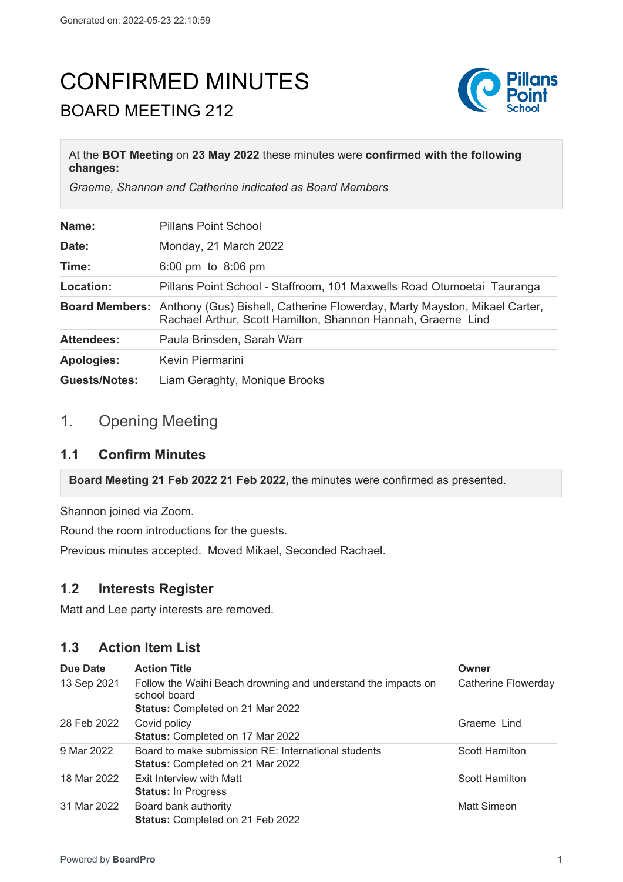# CONFIRMED MINUTES

## BOARD MEETING 212

At the **BOT Meeting** on **23 May 2022** these minutes were **confirmed with the following changes:**

*Graeme, Shannon and Catherine indicated as Board Members*

| | |
|---|---|
| **Name:** | Pillans Point School |
| **Date:** | Monday, 21 March 2022 |
| **Time:** | 6:00 pm to 8:06 pm |
| **Location:** | Pillans Point School - Staffroom, 101 Maxwells Road Otumoetai Tauranga |
| **Board Members:** | Anthony (Gus) Bishell, Catherine Flowerday, Marty Mayston, Mikael Carter, Rachael Arthur, Scott Hamilton, Shannon Hannah, Graeme Lind |
| **Attendees:** | Paula Brinsden, Sarah Warr |
| **Apologies:** | Kevin Piermarini |
| **Guests/Notes:** | Liam Geraghty, Monique Brooks |

## 1. Opening Meeting

### 1.1 Confirm Minutes

**Board Meeting 21 Feb 2022 21 Feb 2022,** the minutes were confirmed as presented.

Shannon joined via Zoom.

Round the room introductions for the guests.

Previous minutes accepted. Moved Mikael, Seconded Rachael.

### 1.2 Interests Register

Matt and Lee party interests are removed.

### 1.3 Action Item List

| Due Date | Action Title | Owner |
|---|---|---|
| 13 Sep 2021 | Follow the Waihi Beach drowning and understand the impacts on school board<br>**Status:** Completed on 21 Mar 2022 | Catherine Flowerday |
| 28 Feb 2022 | Covid policy<br>**Status:** Completed on 17 Mar 2022 | Graeme Lind |
| 9 Mar 2022 | Board to make submission RE: International students<br>**Status:** Completed on 21 Mar 2022 | Scott Hamilton |
| 18 Mar 2022 | Exit Interview with Matt<br>**Status:** In Progress | Scott Hamilton |
| 31 Mar 2022 | Board bank authority<br>**Status:** Completed on 21 Feb 2022 | Matt Simeon |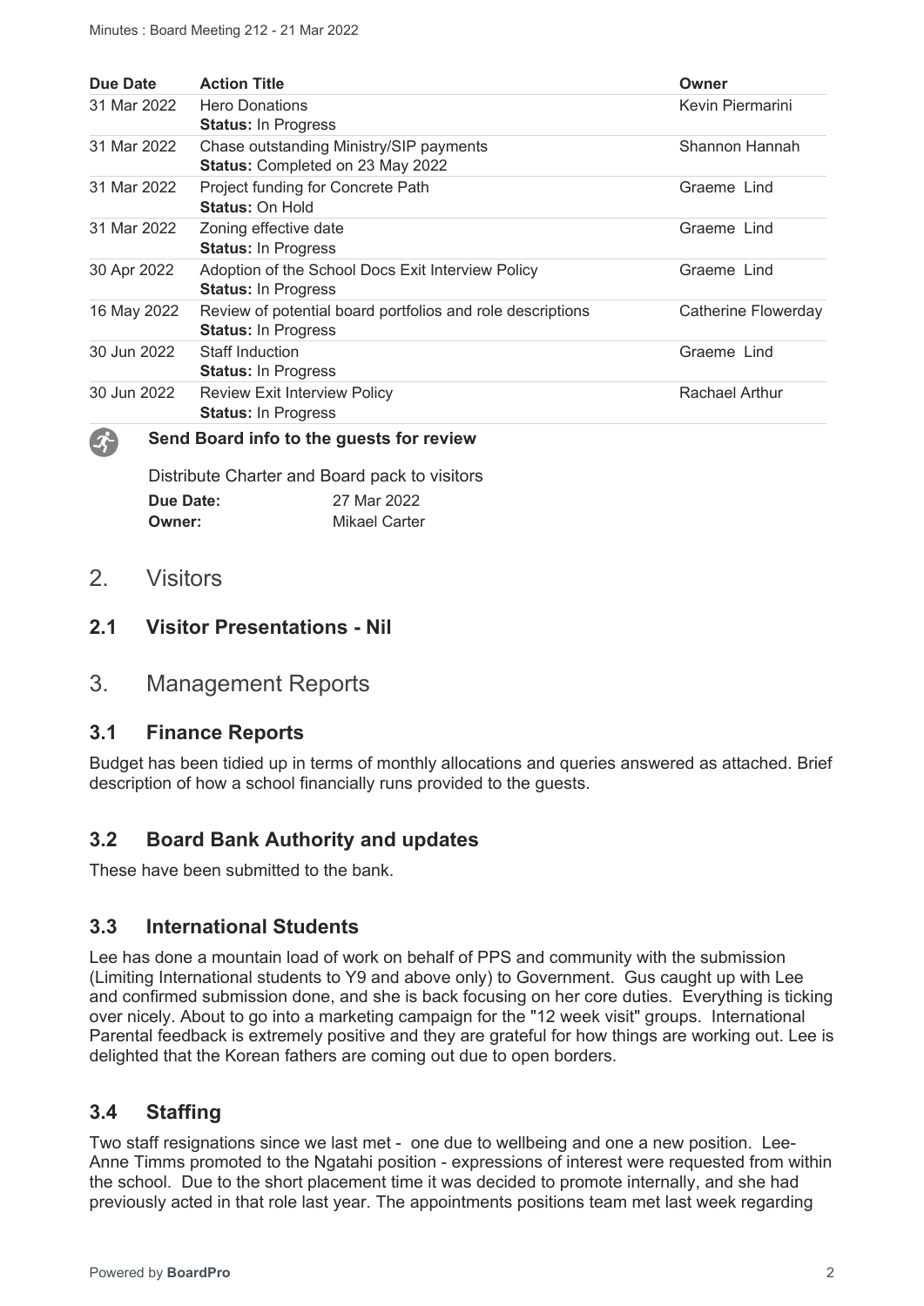| Due Date | Action Title | Owner |
|---|---|---|
| 31 Mar 2022 | Hero Donations<br>**Status:** In Progress | Kevin Piermarini |
| 31 Mar 2022 | Chase outstanding Ministry/SIP payments<br>**Status:** Completed on 23 May 2022 | Shannon Hannah |
| 31 Mar 2022 | Project funding for Concrete Path<br>**Status:** On Hold | Graeme Lind |
| 31 Mar 2022 | Zoning effective date<br>**Status:** In Progress | Graeme Lind |
| 30 Apr 2022 | Adoption of the School Docs Exit Interview Policy<br>**Status:** In Progress | Graeme Lind |
| 16 May 2022 | Review of potential board portfolios and role descriptions<br>**Status:** In Progress | Catherine Flowerday |
| 30 Jun 2022 | Staff Induction<br>**Status:** In Progress | Graeme Lind |
| 30 Jun 2022 | Review Exit Interview Policy<br>**Status:** In Progress | Rachael Arthur |

**Send Board info to the guests for review**

Distribute Charter and Board pack to visitors

**Due Date:** 27 Mar 2022
**Owner:** Mikael Carter

# 2. Visitors

## 2.1 Visitor Presentations - Nil

# 3. Management Reports

## 3.1 Finance Reports

Budget has been tidied up in terms of monthly allocations and queries answered as attached. Brief description of how a school financially runs provided to the guests.

## 3.2 Board Bank Authority and updates

These have been submitted to the bank.

## 3.3 International Students

Lee has done a mountain load of work on behalf of PPS and community with the submission (Limiting International students to Y9 and above only) to Government. Gus caught up with Lee and confirmed submission done, and she is back focusing on her core duties. Everything is ticking over nicely. About to go into a marketing campaign for the "12 week visit" groups. International Parental feedback is extremely positive and they are grateful for how things are working out. Lee is delighted that the Korean fathers are coming out due to open borders.

## 3.4 Staffing

Two staff resignations since we last met - one due to wellbeing and one a new position. Lee-Anne Timms promoted to the Ngatahi position - expressions of interest were requested from within the school. Due to the short placement time it was decided to promote internally, and she had previously acted in that role last year. The appointments positions team met last week regarding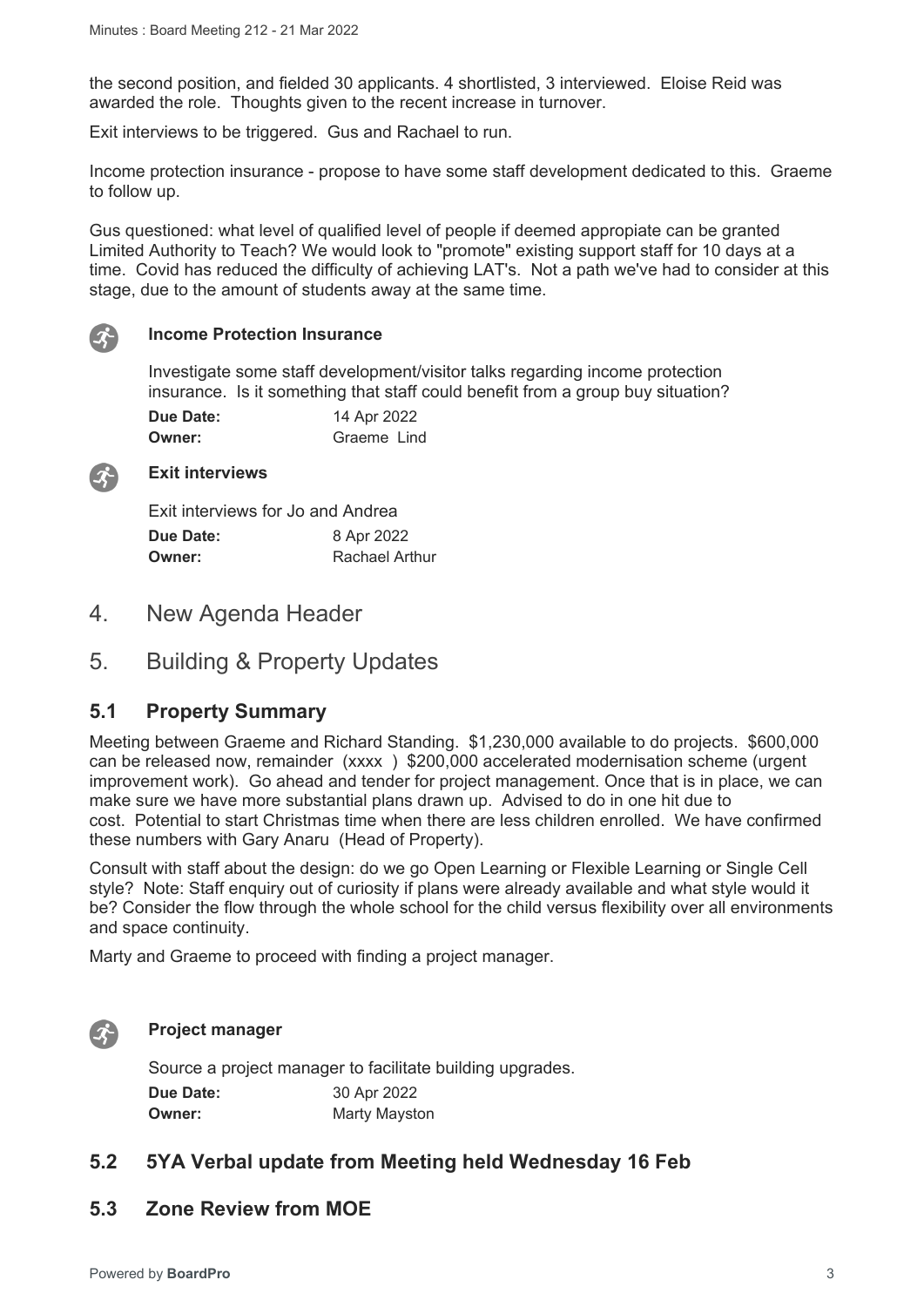the second position, and fielded 30 applicants. 4 shortlisted, 3 interviewed. Eloise Reid was awarded the role. Thoughts given to the recent increase in turnover.

Exit interviews to be triggered. Gus and Rachael to run.

Income protection insurance - propose to have some staff development dedicated to this. Graeme to follow up.

Gus questioned: what level of qualified level of people if deemed appropiate can be granted Limited Authority to Teach? We would look to "promote" existing support staff for 10 days at a time. Covid has reduced the difficulty of achieving LAT's. Not a path we've had to consider at this stage, due to the amount of students away at the same time.

**Income Protection Insurance**

Investigate some staff development/visitor talks regarding income protection insurance. Is it something that staff could benefit from a group buy situation?

**Due Date:** 14 Apr 2022
**Owner:** Graeme Lind

**Exit interviews**

Exit interviews for Jo and Andrea

**Due Date:** 8 Apr 2022
**Owner:** Rachael Arthur

# 4. New Agenda Header

# 5. Building & Property Updates

## 5.1 Property Summary

Meeting between Graeme and Richard Standing. $1,230,000 available to do projects. $600,000 can be released now, remainder (xxxx ) $200,000 accelerated modernisation scheme (urgent improvement work). Go ahead and tender for project management. Once that is in place, we can make sure we have more substantial plans drawn up. Advised to do in one hit due to cost. Potential to start Christmas time when there are less children enrolled. We have confirmed these numbers with Gary Anaru (Head of Property).

Consult with staff about the design: do we go Open Learning or Flexible Learning or Single Cell style? Note: Staff enquiry out of curiosity if plans were already available and what style would it be? Consider the flow through the whole school for the child versus flexibility over all environments and space continuity.

Marty and Graeme to proceed with finding a project manager.

**Project manager**

Source a project manager to facilitate building upgrades.

**Due Date:** 30 Apr 2022
**Owner:** Marty Mayston

## 5.2 5YA Verbal update from Meeting held Wednesday 16 Feb

## 5.3 Zone Review from MOE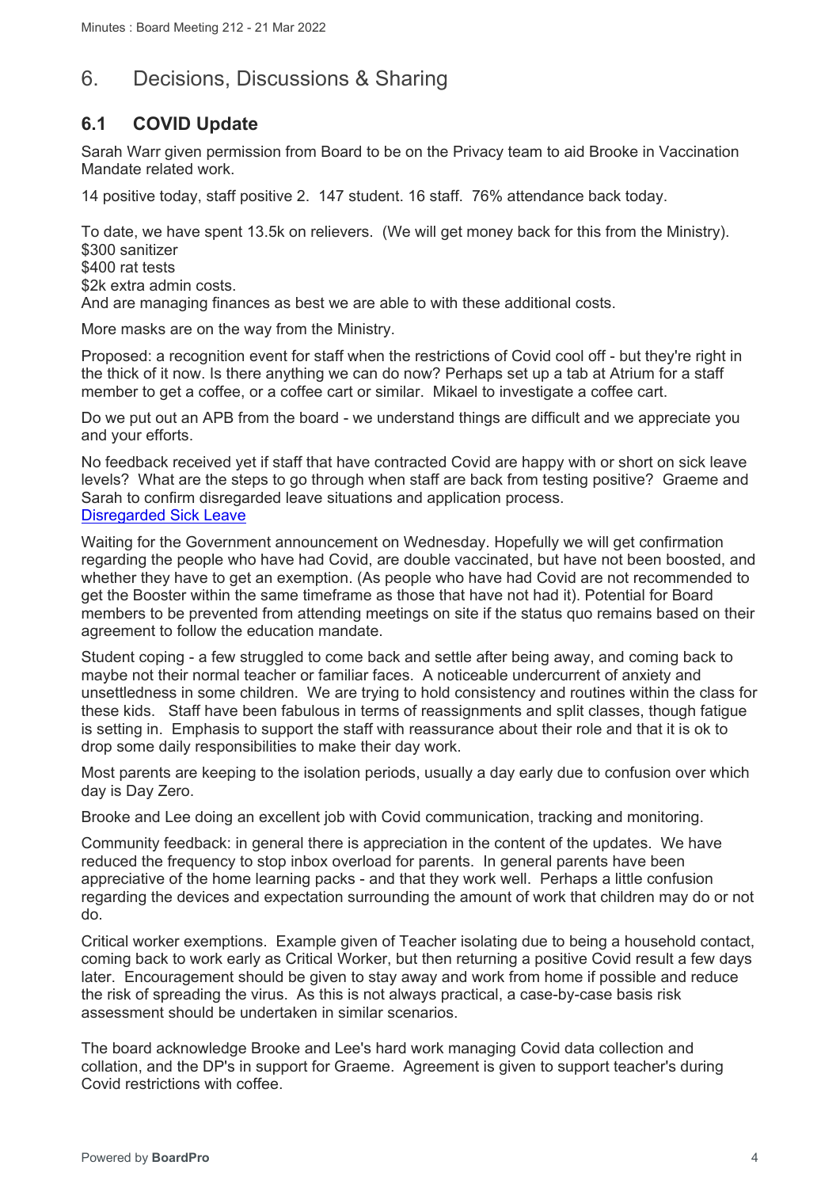# 6. Decisions, Discussions & Sharing

## 6.1 COVID Update

Sarah Warr given permission from Board to be on the Privacy team to aid Brooke in Vaccination Mandate related work.

14 positive today, staff positive 2. 147 student. 16 staff. 76% attendance back today.

To date, we have spent 13.5k on relievers. (We will get money back for this from the Ministry).
$300 sanitizer
$400 rat tests
$2k extra admin costs.
And are managing finances as best we are able to with these additional costs.

More masks are on the way from the Ministry.

Proposed: a recognition event for staff when the restrictions of Covid cool off - but they're right in the thick of it now. Is there anything we can do now? Perhaps set up a tab at Atrium for a staff member to get a coffee, or a coffee cart or similar. Mikael to investigate a coffee cart.

Do we put out an APB from the board - we understand things are difficult and we appreciate you and your efforts.

No feedback received yet if staff that have contracted Covid are happy with or short on sick leave levels? What are the steps to go through when staff are back from testing positive? Graeme and Sarah to confirm disregarded leave situations and application process.
Disregarded Sick Leave

Waiting for the Government announcement on Wednesday. Hopefully we will get confirmation regarding the people who have had Covid, are double vaccinated, but have not been boosted, and whether they have to get an exemption. (As people who have had Covid are not recommended to get the Booster within the same timeframe as those that have not had it). Potential for Board members to be prevented from attending meetings on site if the status quo remains based on their agreement to follow the education mandate.

Student coping - a few struggled to come back and settle after being away, and coming back to maybe not their normal teacher or familiar faces. A noticeable undercurrent of anxiety and unsettledness in some children. We are trying to hold consistency and routines within the class for these kids. Staff have been fabulous in terms of reassignments and split classes, though fatigue is setting in. Emphasis to support the staff with reassurance about their role and that it is ok to drop some daily responsibilities to make their day work.

Most parents are keeping to the isolation periods, usually a day early due to confusion over which day is Day Zero.

Brooke and Lee doing an excellent job with Covid communication, tracking and monitoring.

Community feedback: in general there is appreciation in the content of the updates. We have reduced the frequency to stop inbox overload for parents. In general parents have been appreciative of the home learning packs - and that they work well. Perhaps a little confusion regarding the devices and expectation surrounding the amount of work that children may do or not do.

Critical worker exemptions. Example given of Teacher isolating due to being a household contact, coming back to work early as Critical Worker, but then returning a positive Covid result a few days later. Encouragement should be given to stay away and work from home if possible and reduce the risk of spreading the virus. As this is not always practical, a case-by-case basis risk assessment should be undertaken in similar scenarios.

The board acknowledge Brooke and Lee's hard work managing Covid data collection and collation, and the DP's in support for Graeme. Agreement is given to support teacher's during Covid restrictions with coffee.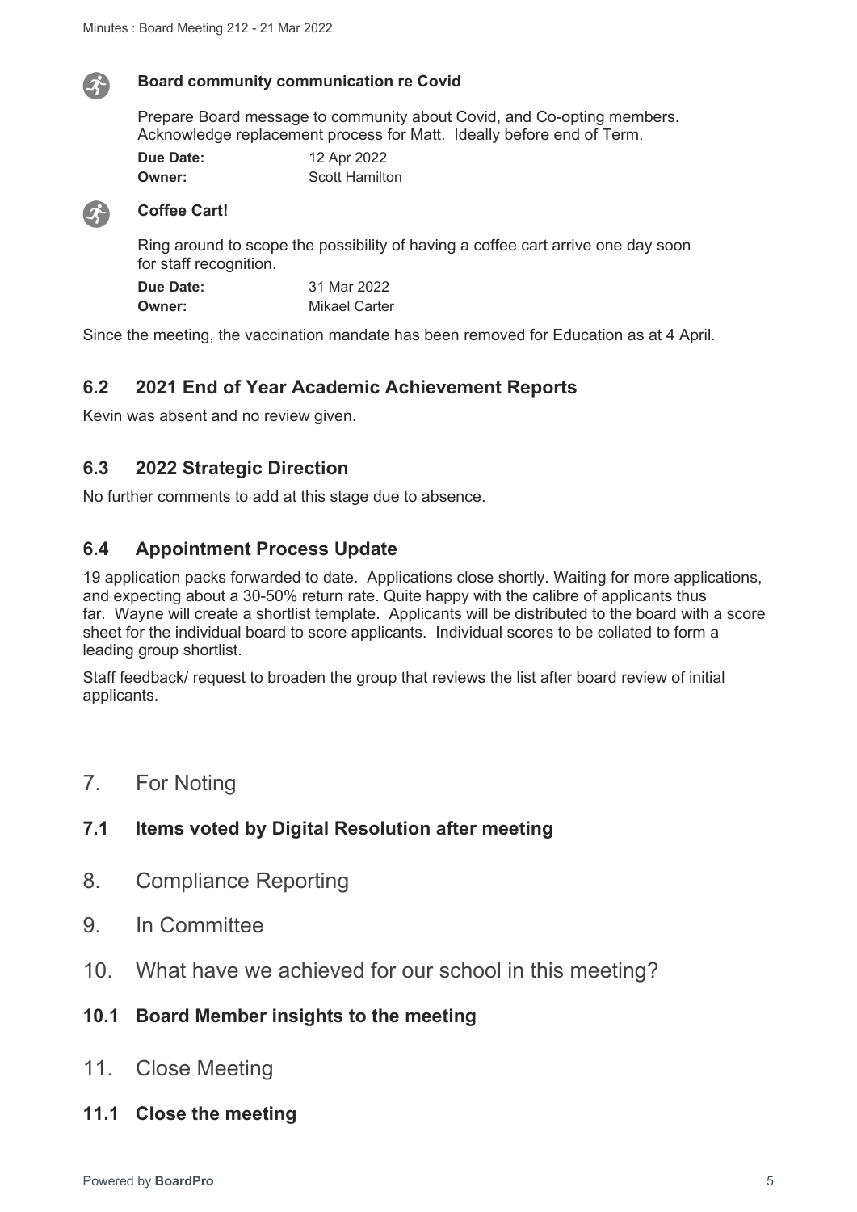**Board community communication re Covid**

Prepare Board message to community about Covid, and Co-opting members. Acknowledge replacement process for Matt. Ideally before end of Term.

**Due Date:** 12 Apr 2022
**Owner:** Scott Hamilton

**Coffee Cart!**

Ring around to scope the possibility of having a coffee cart arrive one day soon for staff recognition.

**Due Date:** 31 Mar 2022
**Owner:** Mikael Carter

Since the meeting, the vaccination mandate has been removed for Education as at 4 April.

## 6.2 2021 End of Year Academic Achievement Reports

Kevin was absent and no review given.

## 6.3 2022 Strategic Direction

No further comments to add at this stage due to absence.

## 6.4 Appointment Process Update

19 application packs forwarded to date. Applications close shortly. Waiting for more applications, and expecting about a 30-50% return rate. Quite happy with the calibre of applicants thus far. Wayne will create a shortlist template. Applicants will be distributed to the board with a score sheet for the individual board to score applicants. Individual scores to be collated to form a leading group shortlist.

Staff feedback/ request to broaden the group that reviews the list after board review of initial applicants.

# 7. For Noting

## 7.1 Items voted by Digital Resolution after meeting

# 8. Compliance Reporting

# 9. In Committee

# 10. What have we achieved for our school in this meeting?

## 10.1 Board Member insights to the meeting

# 11. Close Meeting

## 11.1 Close the meeting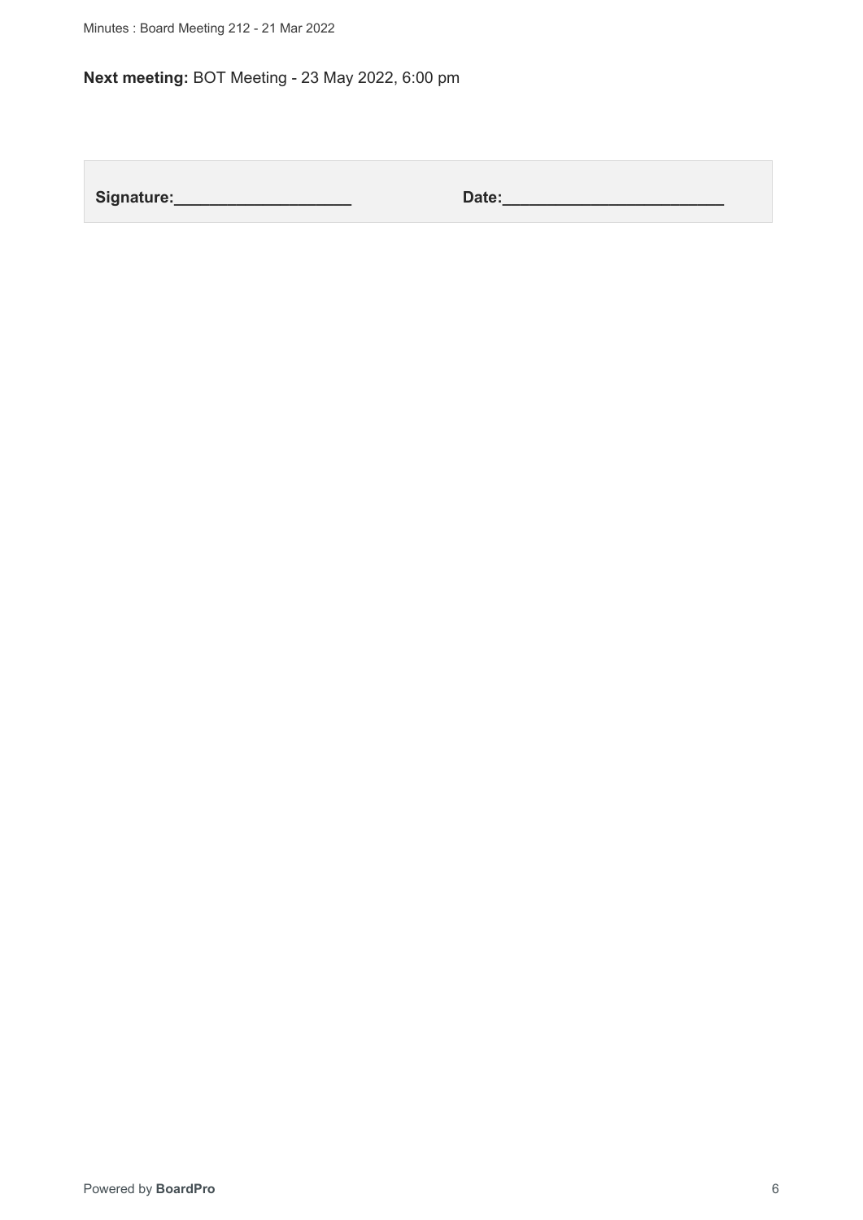**Next meeting:** BOT Meeting - 23 May 2022, 6:00 pm

**Signature:___________________** **Date:________________________**